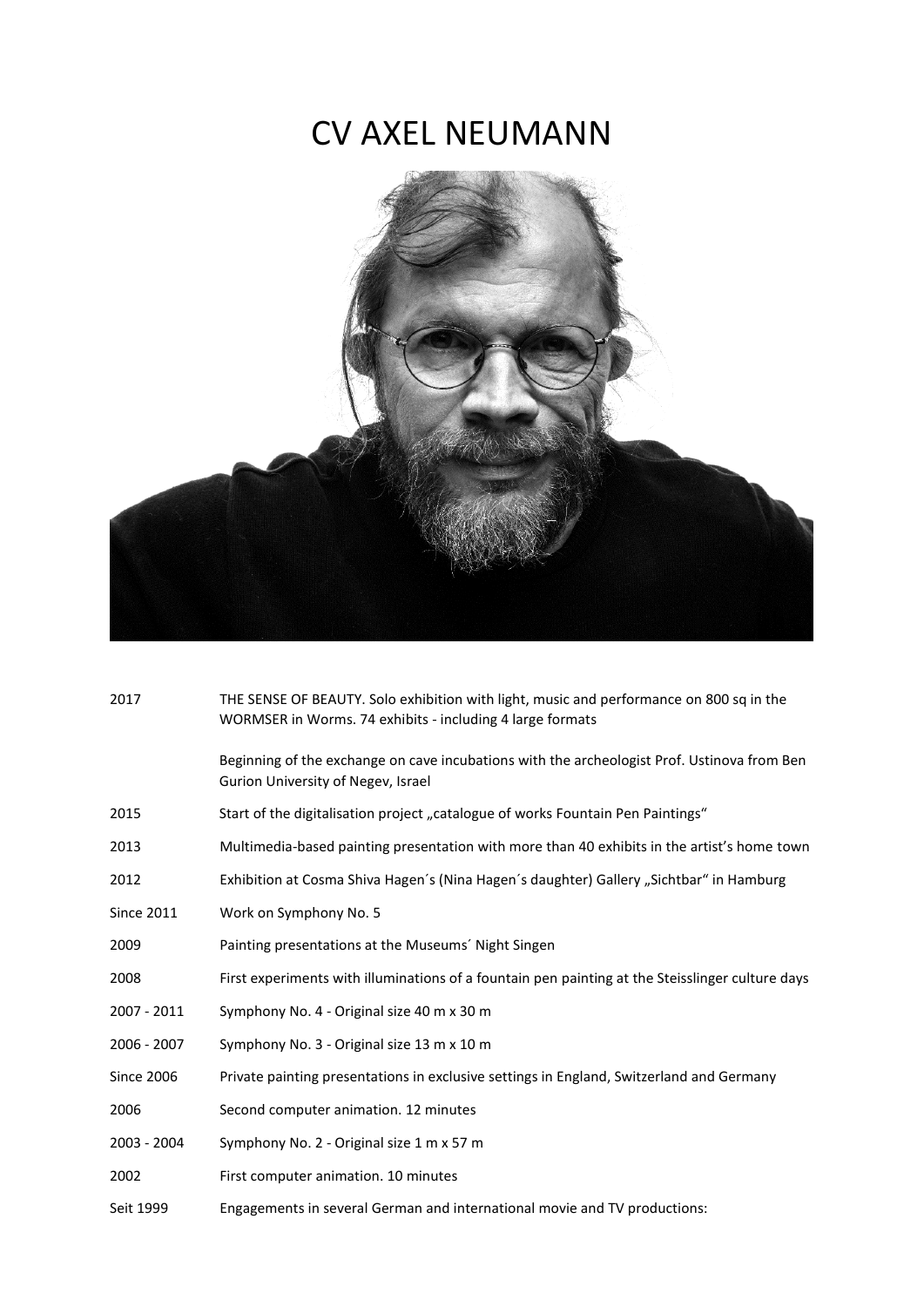# CV AXEL NEUMANN

| | |
|---|---|
| 2017 | THE SENSE OF BEAUTY. Solo exhibition with light, music and performance on 800 sq in the WORMSER in Worms. 74 exhibits - including 4 large formats |
| | Beginning of the exchange on cave incubations with the archeologist Prof. Ustinova from Ben Gurion University of Negev, Israel |
| 2015 | Start of the digitalisation project „catalogue of works Fountain Pen Paintings“ |
| 2013 | Multimedia-based painting presentation with more than 40 exhibits in the artist's home town |
| 2012 | Exhibition at Cosma Shiva Hagen´s (Nina Hagen´s daughter) Gallery „Sichtbar“ in Hamburg |
| Since 2011 | Work on Symphony No. 5 |
| 2009 | Painting presentations at the Museums´ Night Singen |
| 2008 | First experiments with illuminations of a fountain pen painting at the Steisslinger culture days |
| 2007 - 2011 | Symphony No. 4 - Original size 40 m x 30 m |
| 2006 - 2007 | Symphony No. 3 - Original size 13 m x 10 m |
| Since 2006 | Private painting presentations in exclusive settings in England, Switzerland and Germany |
| 2006 | Second computer animation. 12 minutes |
| 2003 - 2004 | Symphony No. 2 - Original size 1 m x 57 m |
| 2002 | First computer animation. 10 minutes |
| Seit 1999 | Engagements in several German and international movie and TV productions: |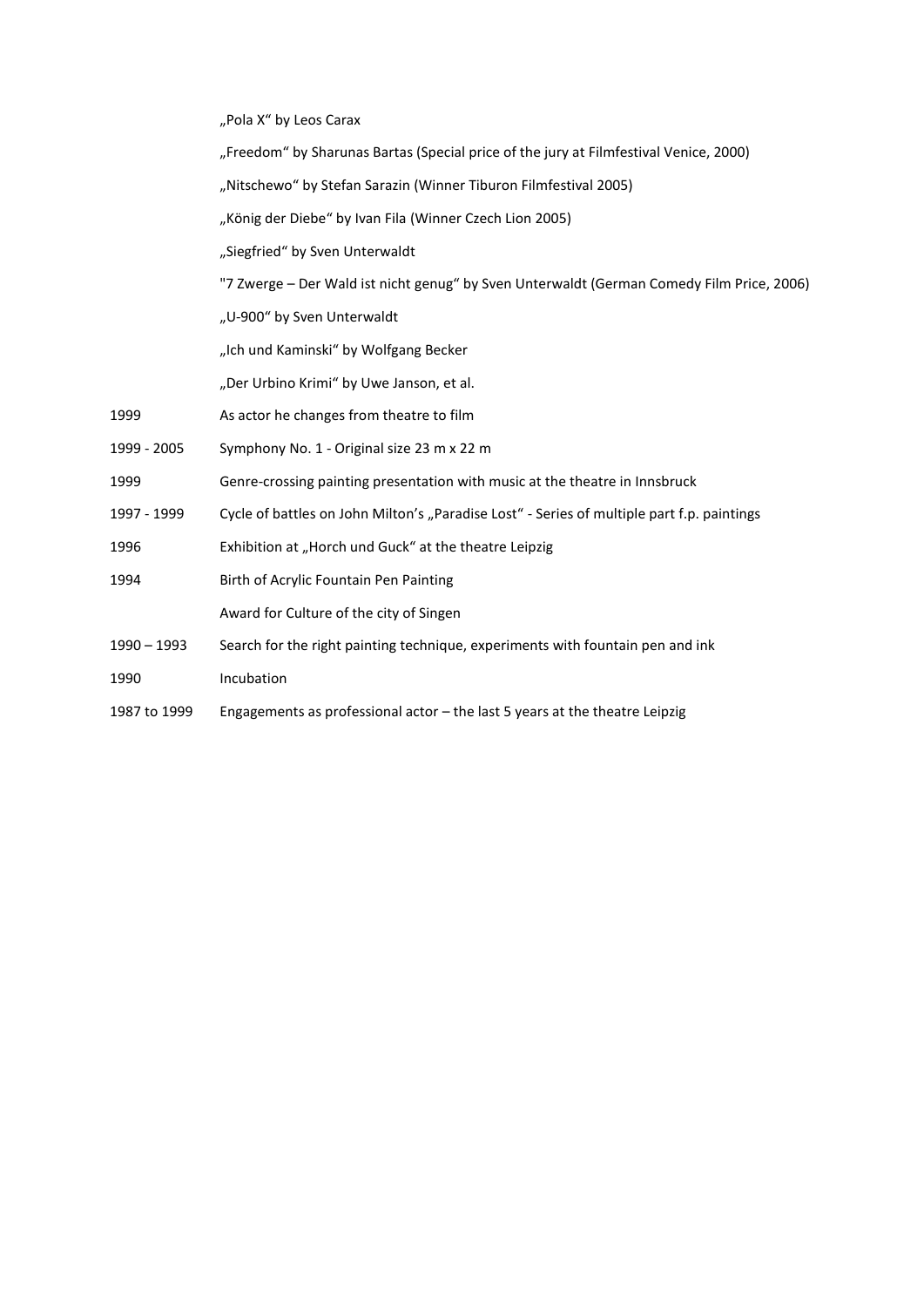| | |
|---|---|
| | „Pola X“ by Leos Carax |
| | „Freedom“ by Sharunas Bartas (Special price of the jury at Filmfestival Venice, 2000) |
| | „Nitschewo“ by Stefan Sarazin (Winner Tiburon Filmfestival 2005) |
| | „König der Diebe“ by Ivan Fila (Winner Czech Lion 2005) |
| | „Siegfried“ by Sven Unterwaldt |
| | "7 Zwerge – Der Wald ist nicht genug“ by Sven Unterwaldt (German Comedy Film Price, 2006) |
| | „U-900“ by Sven Unterwaldt |
| | „Ich und Kaminski“ by Wolfgang Becker |
| | „Der Urbino Krimi“ by Uwe Janson, et al. |
| 1999 | As actor he changes from theatre to film |
| 1999 - 2005 | Symphony No. 1 - Original size 23 m x 22 m |
| 1999 | Genre-crossing painting presentation with music at the theatre in Innsbruck |
| 1997 - 1999 | Cycle of battles on John Milton's „Paradise Lost“ - Series of multiple part f.p. paintings |
| 1996 | Exhibition at „Horch und Guck“ at the theatre Leipzig |
| 1994 | Birth of Acrylic Fountain Pen Painting |
| | Award for Culture of the city of Singen |
| 1990 – 1993 | Search for the right painting technique, experiments with fountain pen and ink |
| 1990 | Incubation |
| 1987 to 1999 | Engagements as professional actor – the last 5 years at the theatre Leipzig |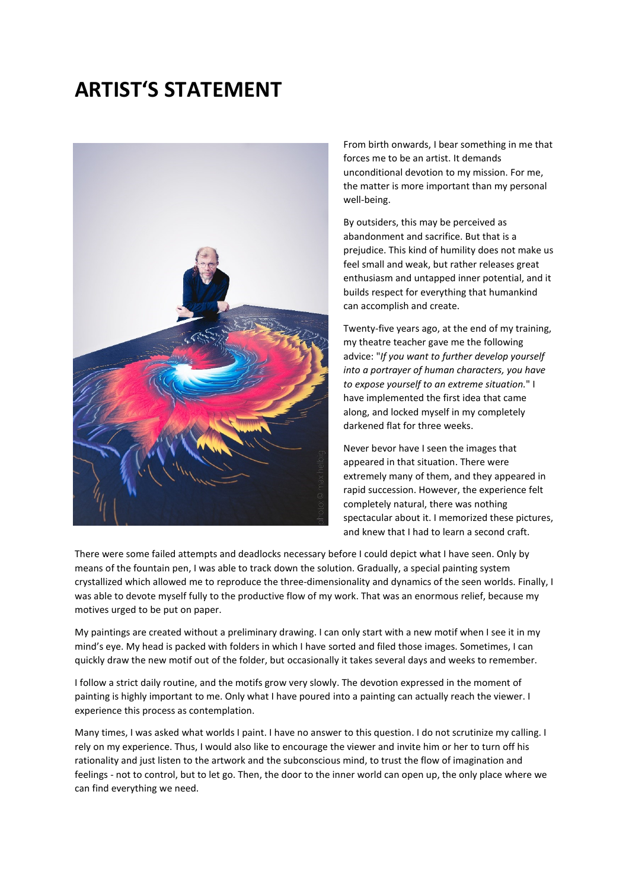# ARTIST'S STATEMENT

From birth onwards, I bear something in me that forces me to be an artist. It demands unconditional devotion to my mission. For me, the matter is more important than my personal well-being.

By outsiders, this may be perceived as abandonment and sacrifice. But that is a prejudice. This kind of humility does not make us feel small and weak, but rather releases great enthusiasm and untapped inner potential, and it builds respect for everything that humankind can accomplish and create.

Twenty-five years ago, at the end of my training, my theatre teacher gave me the following advice: "*If you want to further develop yourself into a portrayer of human characters, you have to expose yourself to an extreme situation.*" I have implemented the first idea that came along, and locked myself in my completely darkened flat for three weeks.

Never bevor have I seen the images that appeared in that situation. There were extremely many of them, and they appeared in rapid succession. However, the experience felt completely natural, there was nothing spectacular about it. I memorized these pictures, and knew that I had to learn a second craft.

There were some failed attempts and deadlocks necessary before I could depict what I have seen. Only by means of the fountain pen, I was able to track down the solution. Gradually, a special painting system crystallized which allowed me to reproduce the three-dimensionality and dynamics of the seen worlds. Finally, I was able to devote myself fully to the productive flow of my work. That was an enormous relief, because my motives urged to be put on paper.

My paintings are created without a preliminary drawing. I can only start with a new motif when I see it in my mind's eye. My head is packed with folders in which I have sorted and filed those images. Sometimes, I can quickly draw the new motif out of the folder, but occasionally it takes several days and weeks to remember.

I follow a strict daily routine, and the motifs grow very slowly. The devotion expressed in the moment of painting is highly important to me. Only what I have poured into a painting can actually reach the viewer. I experience this process as contemplation.

Many times, I was asked what worlds I paint. I have no answer to this question. I do not scrutinize my calling. I rely on my experience. Thus, I would also like to encourage the viewer and invite him or her to turn off his rationality and just listen to the artwork and the subconscious mind, to trust the flow of imagination and feelings - not to control, but to let go. Then, the door to the inner world can open up, the only place where we can find everything we need.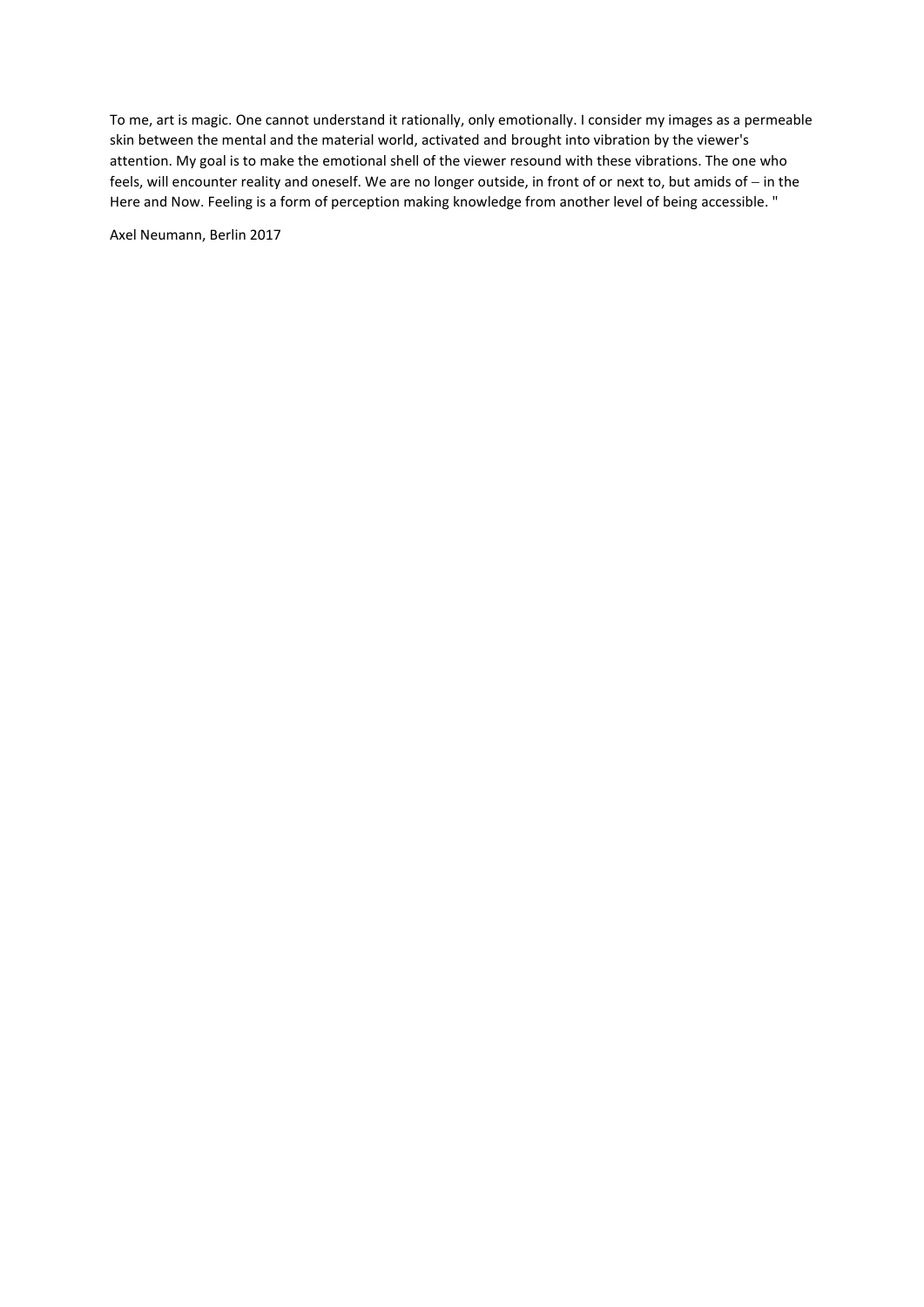To me, art is magic. One cannot understand it rationally, only emotionally. I consider my images as a permeable skin between the mental and the material world, activated and brought into vibration by the viewer's attention. My goal is to make the emotional shell of the viewer resound with these vibrations. The one who feels, will encounter reality and oneself. We are no longer outside, in front of or next to, but amids of – in the Here and Now. Feeling is a form of perception making knowledge from another level of being accessible. "

Axel Neumann, Berlin 2017